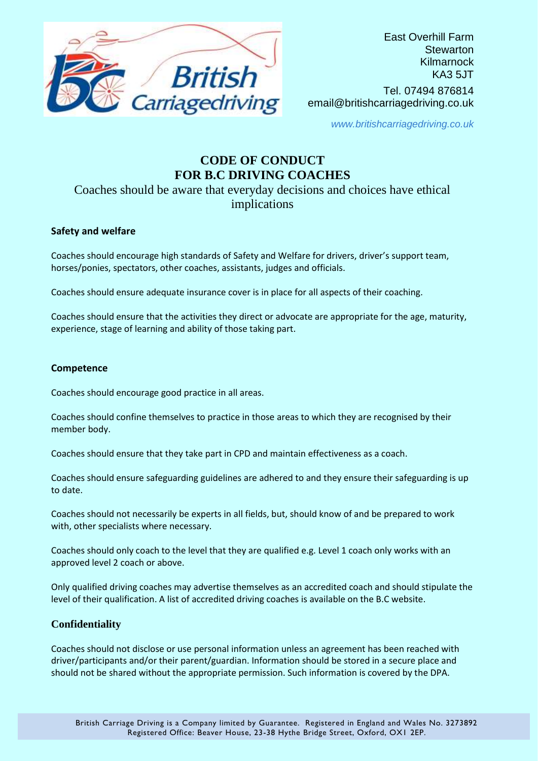East Overhill Farm
Stewarton
Kilmarnock
KA3 5JT

Tel. 07494 876814
email@britishcarriagedriving.co.uk

www.britishcarriagedriving.co.uk

# CODE OF CONDUCT FOR B.C DRIVING COACHES

Coaches should be aware that everyday decisions and choices have ethical implications

### Safety and welfare

Coaches should encourage high standards of Safety and Welfare for drivers, driver's support team, horses/ponies, spectators, other coaches, assistants, judges and officials.

Coaches should ensure adequate insurance cover is in place for all aspects of their coaching.

Coaches should ensure that the activities they direct or advocate are appropriate for the age, maturity, experience, stage of learning and ability of those taking part.

### Competence

Coaches should encourage good practice in all areas.

Coaches should confine themselves to practice in those areas to which they are recognised by their member body.

Coaches should ensure that they take part in CPD and maintain effectiveness as a coach.

Coaches should ensure safeguarding guidelines are adhered to and they ensure their safeguarding is up to date.

Coaches should not necessarily be experts in all fields, but, should know of and be prepared to work with, other specialists where necessary.

Coaches should only coach to the level that they are qualified e.g. Level 1 coach only works with an approved level 2 coach or above.

Only qualified driving coaches may advertise themselves as an accredited coach and should stipulate the level of their qualification. A list of accredited driving coaches is available on the B.C website.

### Confidentiality

Coaches should not disclose or use personal information unless an agreement has been reached with driver/participants and/or their parent/guardian. Information should be stored in a secure place and should not be shared without the appropriate permission. Such information is covered by the DPA.

British Carriage Driving is a Company limited by Guarantee. Registered in England and Wales No. 3273892
Registered Office: Beaver House, 23-38 Hythe Bridge Street, Oxford, OX1 2EP.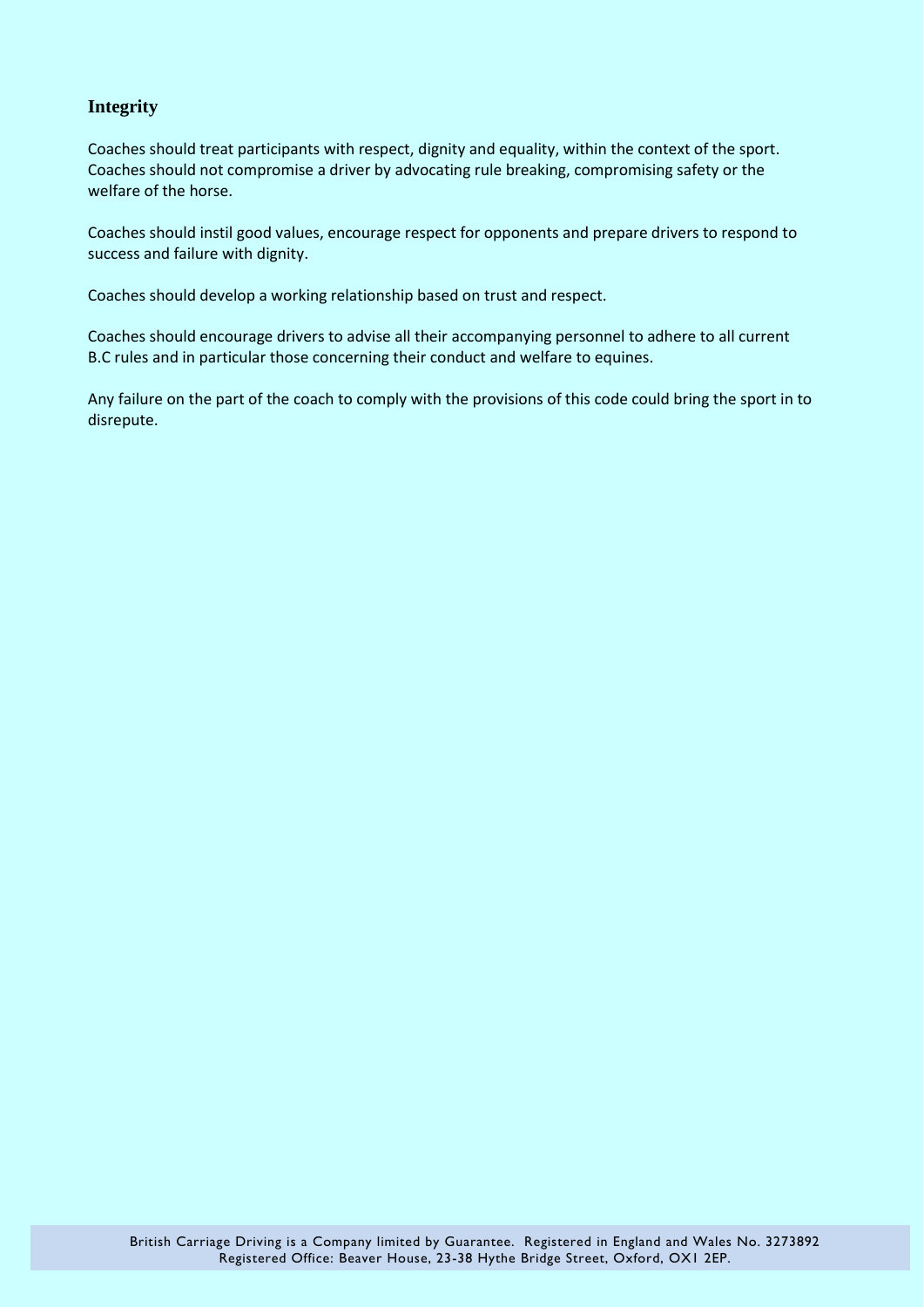## Integrity

Coaches should treat participants with respect, dignity and equality, within the context of the sport. Coaches should not compromise a driver by advocating rule breaking, compromising safety or the welfare of the horse.

Coaches should instil good values, encourage respect for opponents and prepare drivers to respond to success and failure with dignity.

Coaches should develop a working relationship based on trust and respect.

Coaches should encourage drivers to advise all their accompanying personnel to adhere to all current B.C rules and in particular those concerning their conduct and welfare to equines.

Any failure on the part of the coach to comply with the provisions of this code could bring the sport in to disrepute.